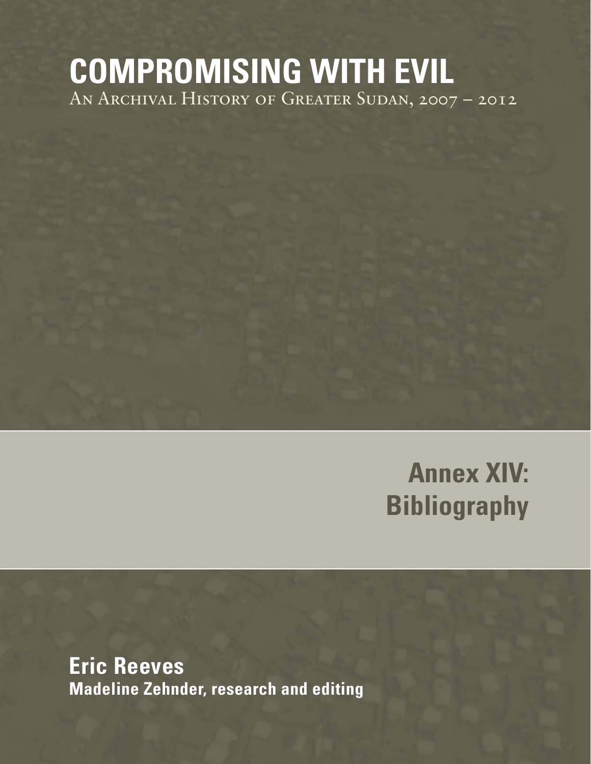# COMPROMISING WITH EVIL

An Archival History of Greater Sudan, 2007 – 2012

## Annex XIV: Bibliography

**Eric Reeves**

**Madeline Zehnder, research and editing**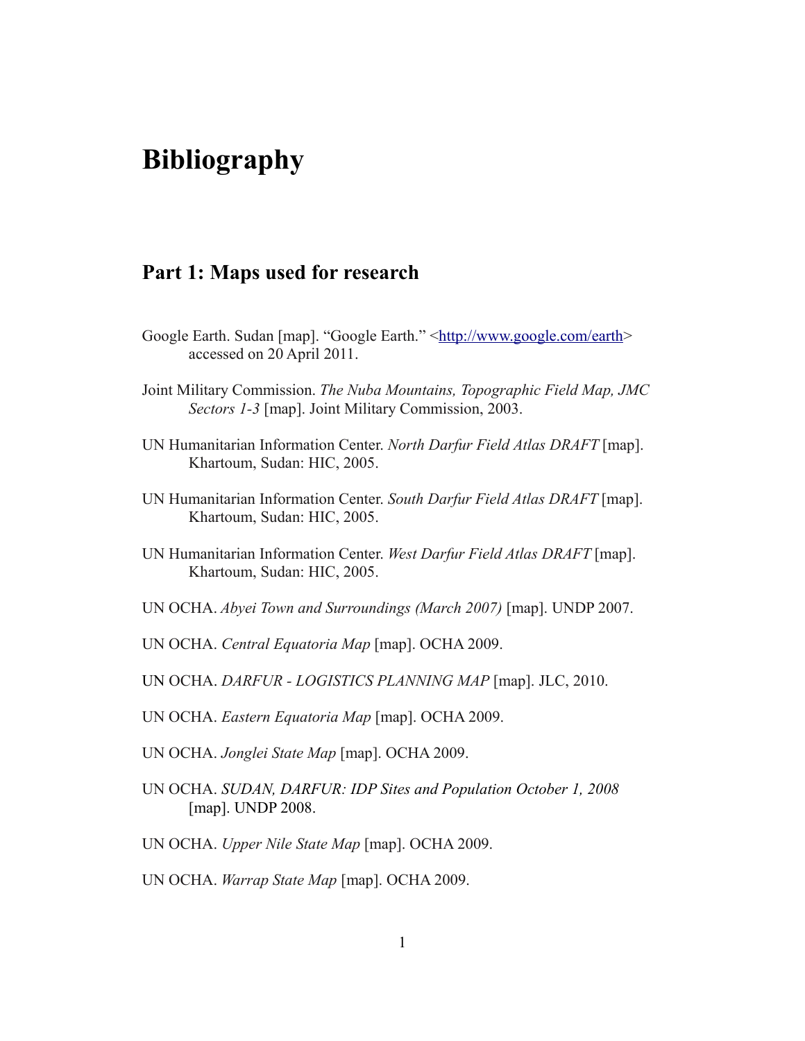# Bibliography

## Part 1: Maps used for research

Google Earth. Sudan [map]. "Google Earth." <http://www.google.com/earth> accessed on 20 April 2011.

Joint Military Commission. *The Nuba Mountains, Topographic Field Map, JMC Sectors 1-3* [map]. Joint Military Commission, 2003.

UN Humanitarian Information Center. *North Darfur Field Atlas DRAFT* [map]. Khartoum, Sudan: HIC, 2005.

UN Humanitarian Information Center. *South Darfur Field Atlas DRAFT* [map]. Khartoum, Sudan: HIC, 2005.

UN Humanitarian Information Center. *West Darfur Field Atlas DRAFT* [map]. Khartoum, Sudan: HIC, 2005.

UN OCHA. *Abyei Town and Surroundings (March 2007)* [map]. UNDP 2007.

UN OCHA. *Central Equatoria Map* [map]. OCHA 2009.

UN OCHA. *DARFUR - LOGISTICS PLANNING MAP* [map]. JLC, 2010.

UN OCHA. *Eastern Equatoria Map* [map]. OCHA 2009.

UN OCHA. *Jonglei State Map* [map]. OCHA 2009.

UN OCHA. *SUDAN, DARFUR: IDP Sites and Population October 1, 2008* [map]. UNDP 2008.

UN OCHA. *Upper Nile State Map* [map]. OCHA 2009.

UN OCHA. *Warrap State Map* [map]. OCHA 2009.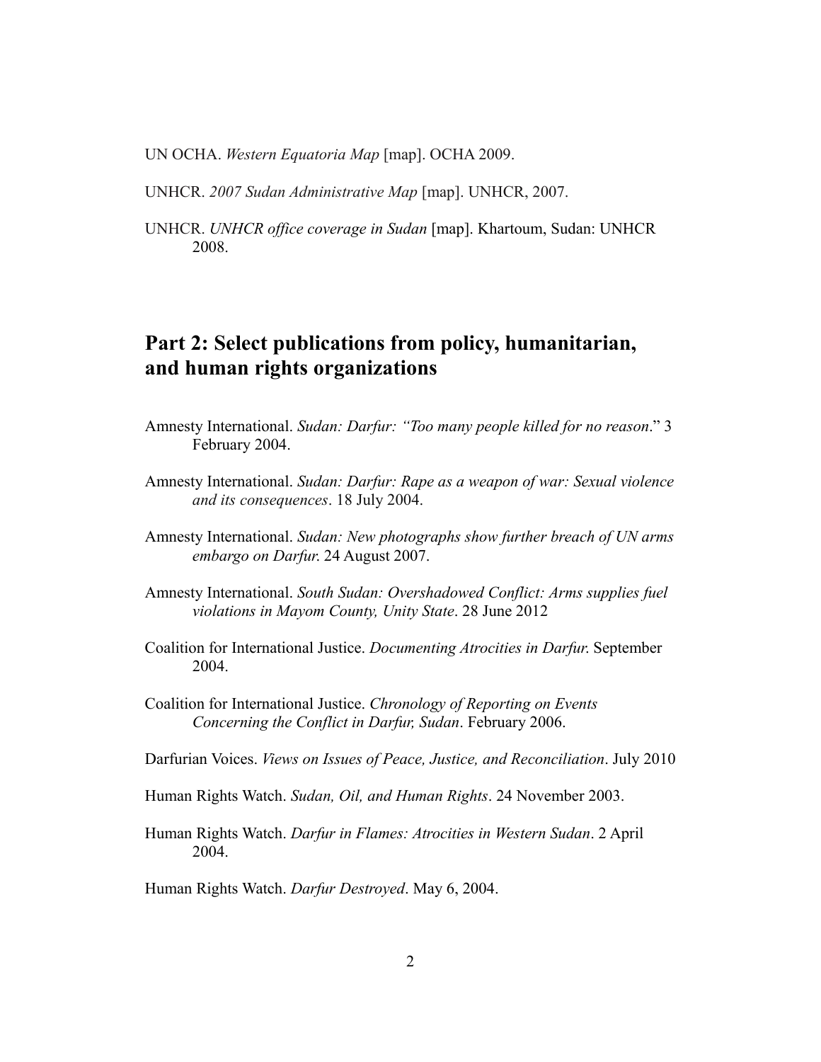UN OCHA. *Western Equatoria Map* [map]. OCHA 2009.

UNHCR. *2007 Sudan Administrative Map* [map]. UNHCR, 2007.

UNHCR. *UNHCR office coverage in Sudan* [map]. Khartoum, Sudan: UNHCR 2008.

## Part 2: Select publications from policy, humanitarian, and human rights organizations

Amnesty International. *Sudan: Darfur: "Too many people killed for no reason*." 3 February 2004.

Amnesty International. *Sudan: Darfur: Rape as a weapon of war: Sexual violence and its consequences*. 18 July 2004.

Amnesty International. *Sudan: New photographs show further breach of UN arms embargo on Darfur.* 24 August 2007.

Amnesty International. *South Sudan: Overshadowed Conflict: Arms supplies fuel violations in Mayom County, Unity State*. 28 June 2012

Coalition for International Justice. *Documenting Atrocities in Darfur.* September 2004.

Coalition for International Justice. *Chronology of Reporting on Events Concerning the Conflict in Darfur, Sudan*. February 2006.

Darfurian Voices. *Views on Issues of Peace, Justice, and Reconciliation*. July 2010

Human Rights Watch. *Sudan, Oil, and Human Rights*. 24 November 2003.

Human Rights Watch. *Darfur in Flames: Atrocities in Western Sudan*. 2 April 2004.

Human Rights Watch. *Darfur Destroyed*. May 6, 2004.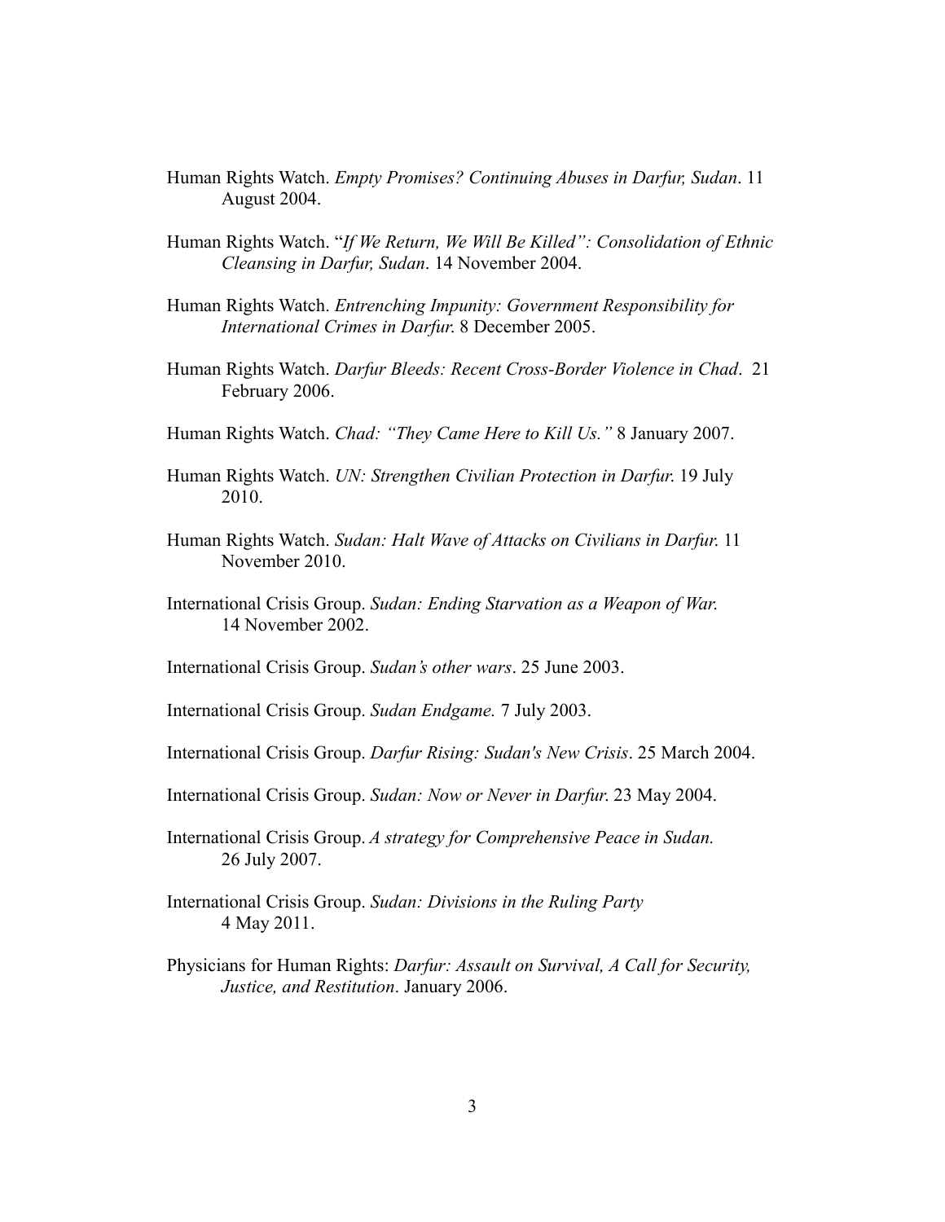Human Rights Watch. *Empty Promises? Continuing Abuses in Darfur, Sudan*. 11 August 2004.

Human Rights Watch. "*If We Return, We Will Be Killed": Consolidation of Ethnic Cleansing in Darfur, Sudan*. 14 November 2004.

Human Rights Watch. *Entrenching Impunity: Government Responsibility for International Crimes in Darfur.* 8 December 2005.

Human Rights Watch. *Darfur Bleeds: Recent Cross-Border Violence in Chad*. 21 February 2006.

Human Rights Watch. *Chad: "They Came Here to Kill Us."* 8 January 2007.

Human Rights Watch. *UN: Strengthen Civilian Protection in Darfur.* 19 July 2010.

Human Rights Watch. *Sudan: Halt Wave of Attacks on Civilians in Darfur.* 11 November 2010.

International Crisis Group. *Sudan: Ending Starvation as a Weapon of War.* 14 November 2002.

International Crisis Group. *Sudan's other wars*. 25 June 2003.

International Crisis Group. *Sudan Endgame.* 7 July 2003.

International Crisis Group. *Darfur Rising: Sudan's New Crisis*. 25 March 2004.

International Crisis Group. *Sudan: Now or Never in Darfur.* 23 May 2004.

International Crisis Group. *A strategy for Comprehensive Peace in Sudan.* 26 July 2007.

International Crisis Group. *Sudan: Divisions in the Ruling Party* 4 May 2011.

Physicians for Human Rights: *Darfur: Assault on Survival, A Call for Security, Justice, and Restitution*. January 2006.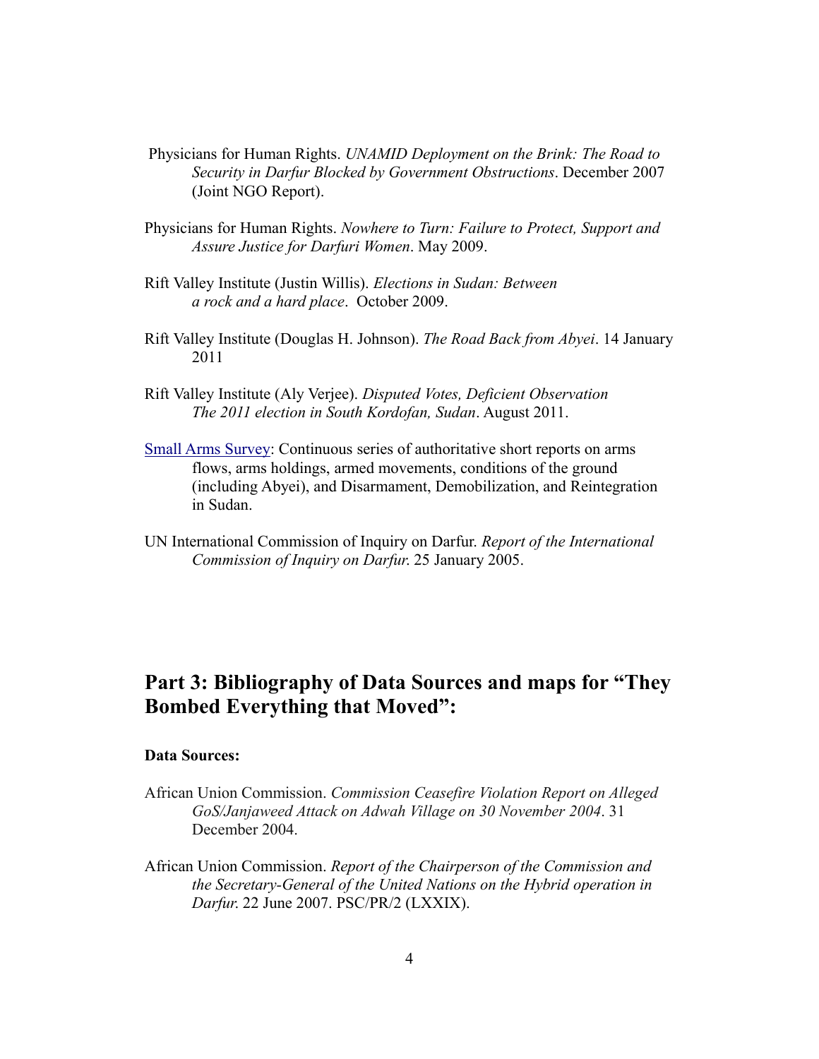Physicians for Human Rights. *UNAMID Deployment on the Brink: The Road to Security in Darfur Blocked by Government Obstructions*. December 2007 (Joint NGO Report).

Physicians for Human Rights. *Nowhere to Turn: Failure to Protect, Support and Assure Justice for Darfuri Women*. May 2009.

Rift Valley Institute (Justin Willis). *Elections in Sudan: Between a rock and a hard place*. October 2009.

Rift Valley Institute (Douglas H. Johnson). *The Road Back from Abyei*. 14 January 2011

Rift Valley Institute (Aly Verjee). *Disputed Votes, Deficient Observation The 2011 election in South Kordofan, Sudan*. August 2011.

Small Arms Survey: Continuous series of authoritative short reports on arms flows, arms holdings, armed movements, conditions of the ground (including Abyei), and Disarmament, Demobilization, and Reintegration in Sudan.

UN International Commission of Inquiry on Darfur. *Report of the International Commission of Inquiry on Darfur*. 25 January 2005.

## Part 3: Bibliography of Data Sources and maps for "They Bombed Everything that Moved":

**Data Sources:**

African Union Commission. *Commission Ceasefire Violation Report on Alleged GoS/Janjaweed Attack on Adwah Village on 30 November 2004*. 31 December 2004.

African Union Commission. *Report of the Chairperson of the Commission and the Secretary-General of the United Nations on the Hybrid operation in Darfur*. 22 June 2007. PSC/PR/2 (LXXIX).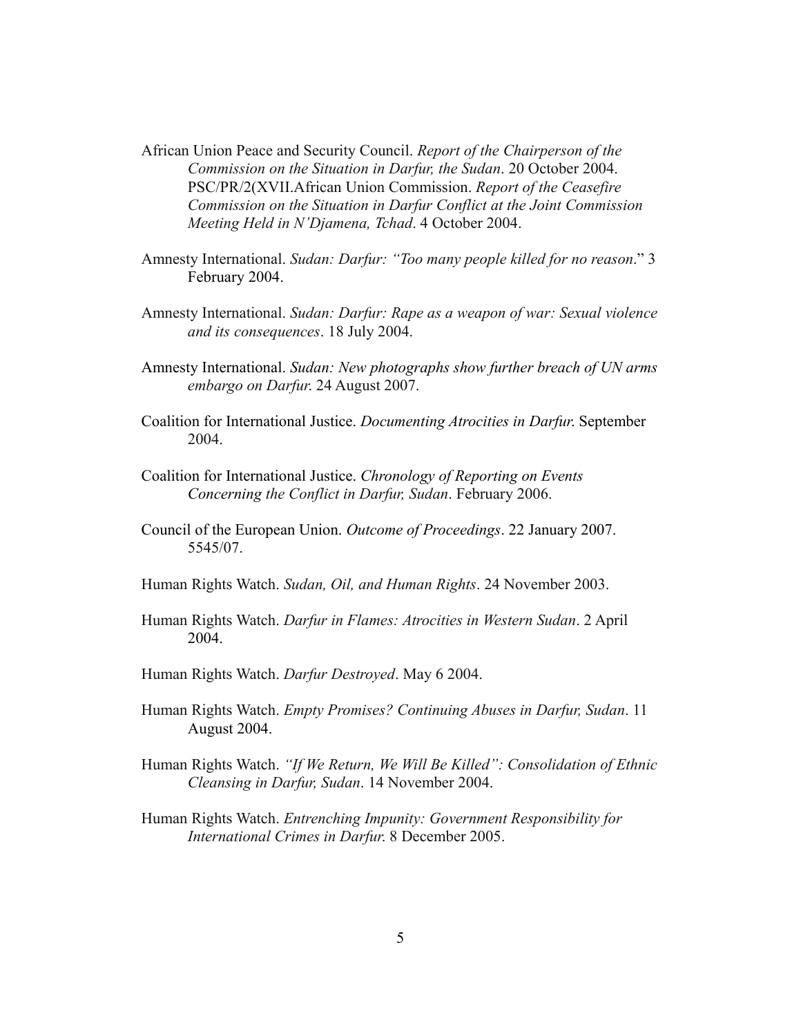African Union Peace and Security Council. *Report of the Chairperson of the Commission on the Situation in Darfur, the Sudan*. 20 October 2004. PSC/PR/2(XVII.African Union Commission. *Report of the Ceasefire Commission on the Situation in Darfur Conflict at the Joint Commission Meeting Held in N'Djamena, Tchad*. 4 October 2004.

Amnesty International. *Sudan: Darfur: "Too many people killed for no reason*." 3 February 2004.

Amnesty International. *Sudan: Darfur: Rape as a weapon of war: Sexual violence and its consequences*. 18 July 2004.

Amnesty International. *Sudan: New photographs show further breach of UN arms embargo on Darfur*. 24 August 2007.

Coalition for International Justice. *Documenting Atrocities in Darfur*. September 2004.

Coalition for International Justice. *Chronology of Reporting on Events Concerning the Conflict in Darfur, Sudan*. February 2006.

Council of the European Union. *Outcome of Proceedings*. 22 January 2007. 5545/07.

Human Rights Watch. *Sudan, Oil, and Human Rights*. 24 November 2003.

Human Rights Watch. *Darfur in Flames: Atrocities in Western Sudan*. 2 April 2004.

Human Rights Watch. *Darfur Destroyed*. May 6 2004.

Human Rights Watch. *Empty Promises? Continuing Abuses in Darfur, Sudan*. 11 August 2004.

Human Rights Watch. *"If We Return, We Will Be Killed": Consolidation of Ethnic Cleansing in Darfur, Sudan*. 14 November 2004.

Human Rights Watch. *Entrenching Impunity: Government Responsibility for International Crimes in Darfur*. 8 December 2005.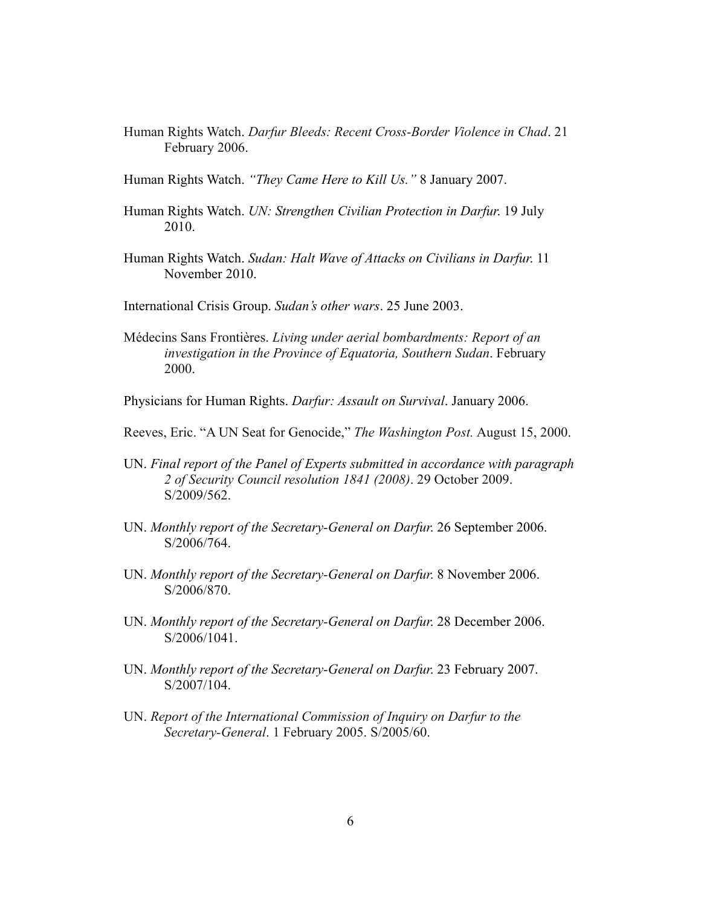Human Rights Watch. *Darfur Bleeds: Recent Cross-Border Violence in Chad*. 21 February 2006.

Human Rights Watch. *"They Came Here to Kill Us."* 8 January 2007.

Human Rights Watch. *UN: Strengthen Civilian Protection in Darfur.* 19 July 2010.

Human Rights Watch. *Sudan: Halt Wave of Attacks on Civilians in Darfur.* 11 November 2010.

International Crisis Group. *Sudan's other wars*. 25 June 2003.

Médecins Sans Frontières. *Living under aerial bombardments: Report of an investigation in the Province of Equatoria, Southern Sudan*. February 2000.

Physicians for Human Rights. *Darfur: Assault on Survival*. January 2006.

Reeves, Eric. "A UN Seat for Genocide," *The Washington Post.* August 15, 2000.

UN. *Final report of the Panel of Experts submitted in accordance with paragraph 2 of Security Council resolution 1841 (2008)*. 29 October 2009. S/2009/562.

UN. *Monthly report of the Secretary-General on Darfur.* 26 September 2006. S/2006/764.

UN. *Monthly report of the Secretary-General on Darfur.* 8 November 2006. S/2006/870.

UN. *Monthly report of the Secretary-General on Darfur.* 28 December 2006. S/2006/1041.

UN. *Monthly report of the Secretary-General on Darfur.* 23 February 2007. S/2007/104.

UN. *Report of the International Commission of Inquiry on Darfur to the Secretary-General*. 1 February 2005. S/2005/60.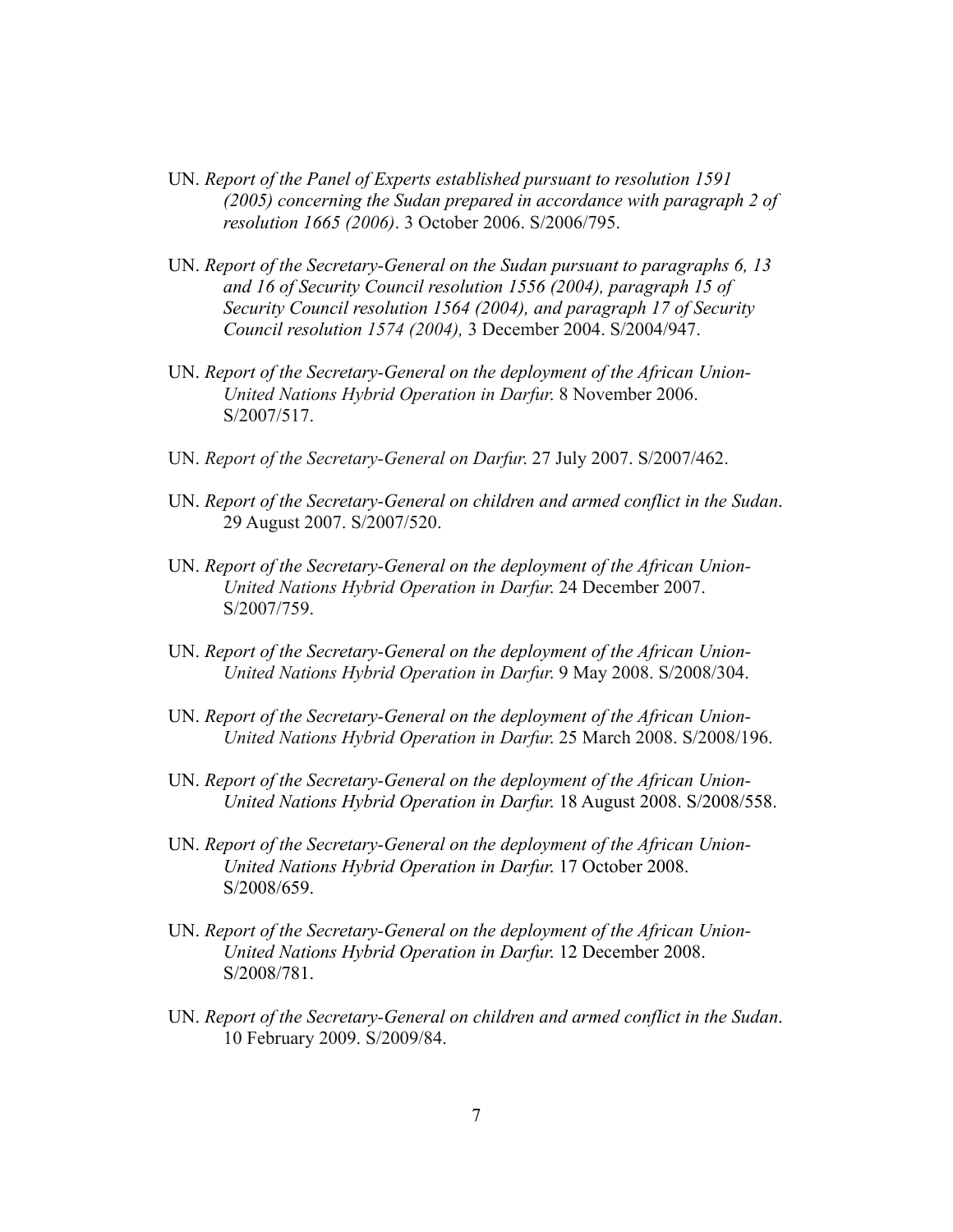UN. *Report of the Panel of Experts established pursuant to resolution 1591 (2005) concerning the Sudan prepared in accordance with paragraph 2 of resolution 1665 (2006)*. 3 October 2006. S/2006/795.

UN. *Report of the Secretary-General on the Sudan pursuant to paragraphs 6, 13 and 16 of Security Council resolution 1556 (2004), paragraph 15 of Security Council resolution 1564 (2004), and paragraph 17 of Security Council resolution 1574 (2004),* 3 December 2004. S/2004/947.

UN. *Report of the Secretary-General on the deployment of the African Union-United Nations Hybrid Operation in Darfur.* 8 November 2006. S/2007/517.

UN. *Report of the Secretary-General on Darfur.* 27 July 2007. S/2007/462.

UN. *Report of the Secretary-General on children and armed conflict in the Sudan*. 29 August 2007. S/2007/520.

UN. *Report of the Secretary-General on the deployment of the African Union-United Nations Hybrid Operation in Darfur.* 24 December 2007. S/2007/759.

UN. *Report of the Secretary-General on the deployment of the African Union-United Nations Hybrid Operation in Darfur.* 9 May 2008. S/2008/304.

UN. *Report of the Secretary-General on the deployment of the African Union-United Nations Hybrid Operation in Darfur.* 25 March 2008. S/2008/196.

UN. *Report of the Secretary-General on the deployment of the African Union-United Nations Hybrid Operation in Darfur.* 18 August 2008. S/2008/558.

UN. *Report of the Secretary-General on the deployment of the African Union-United Nations Hybrid Operation in Darfur.* 17 October 2008. S/2008/659.

UN. *Report of the Secretary-General on the deployment of the African Union-United Nations Hybrid Operation in Darfur.* 12 December 2008. S/2008/781.

UN. *Report of the Secretary-General on children and armed conflict in the Sudan*. 10 February 2009. S/2009/84.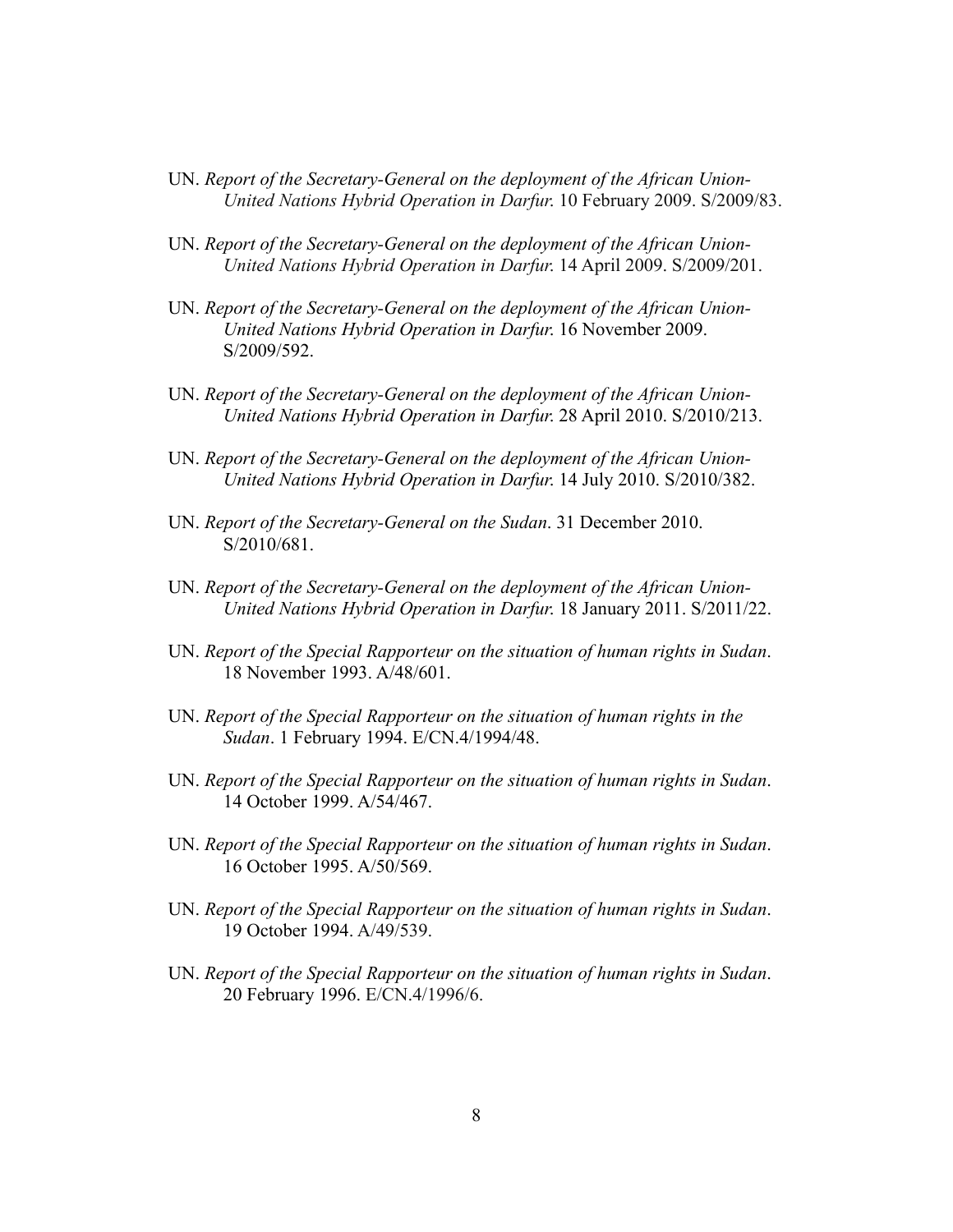UN. *Report of the Secretary-General on the deployment of the African Union-United Nations Hybrid Operation in Darfur.* 10 February 2009. S/2009/83.

UN. *Report of the Secretary-General on the deployment of the African Union-United Nations Hybrid Operation in Darfur.* 14 April 2009. S/2009/201.

UN. *Report of the Secretary-General on the deployment of the African Union-United Nations Hybrid Operation in Darfur.* 16 November 2009. S/2009/592.

UN. *Report of the Secretary-General on the deployment of the African Union-United Nations Hybrid Operation in Darfur.* 28 April 2010. S/2010/213.

UN. *Report of the Secretary-General on the deployment of the African Union-United Nations Hybrid Operation in Darfur.* 14 July 2010. S/2010/382.

UN. *Report of the Secretary-General on the Sudan*. 31 December 2010. S/2010/681.

UN. *Report of the Secretary-General on the deployment of the African Union-United Nations Hybrid Operation in Darfur.* 18 January 2011. S/2011/22.

UN. *Report of the Special Rapporteur on the situation of human rights in Sudan*. 18 November 1993. A/48/601.

UN. *Report of the Special Rapporteur on the situation of human rights in the Sudan*. 1 February 1994. E/CN.4/1994/48.

UN. *Report of the Special Rapporteur on the situation of human rights in Sudan*. 14 October 1999. A/54/467.

UN. *Report of the Special Rapporteur on the situation of human rights in Sudan*. 16 October 1995. A/50/569.

UN. *Report of the Special Rapporteur on the situation of human rights in Sudan*. 19 October 1994. A/49/539.

UN. *Report of the Special Rapporteur on the situation of human rights in Sudan*. 20 February 1996. E/CN.4/1996/6.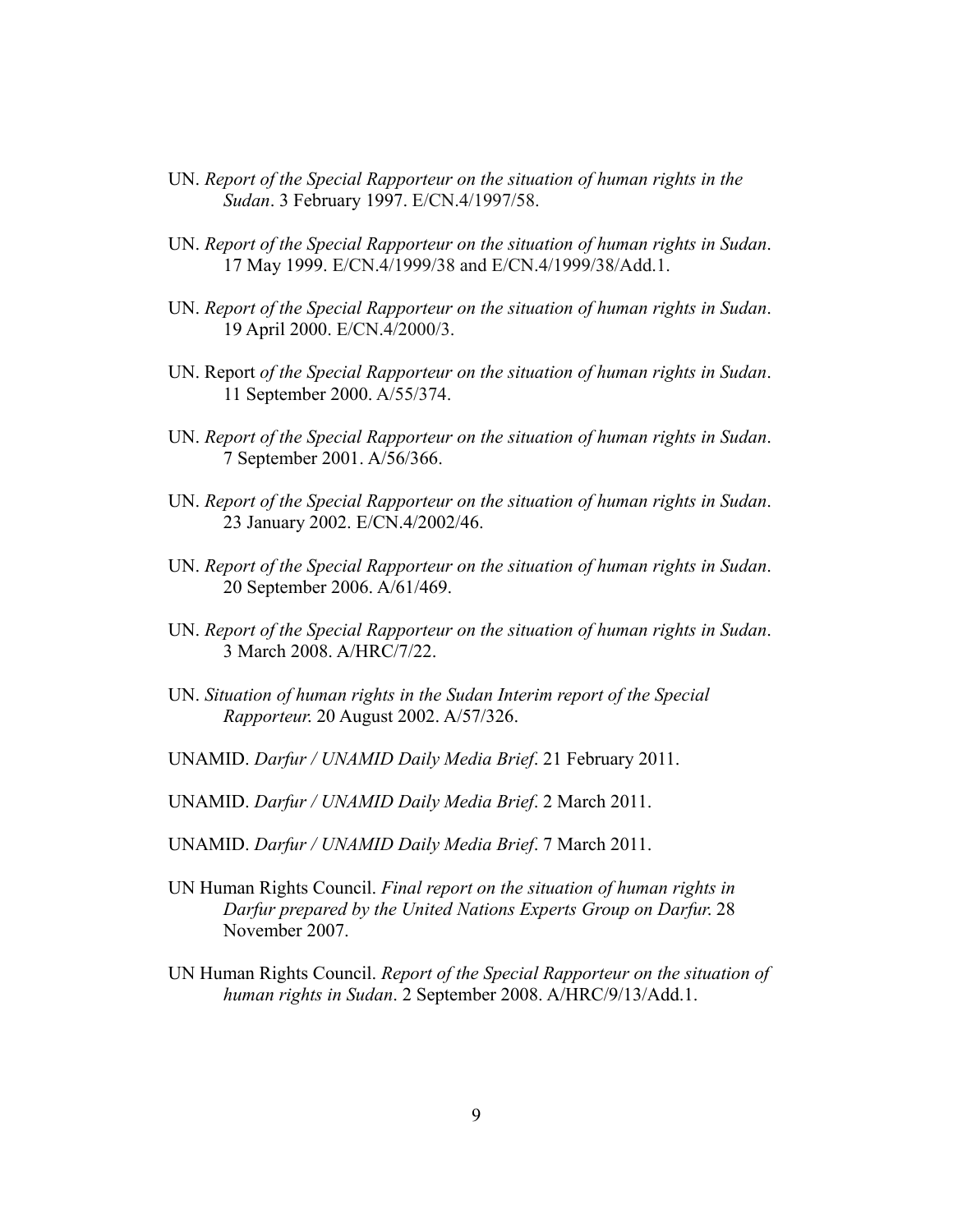UN. *Report of the Special Rapporteur on the situation of human rights in the Sudan*. 3 February 1997. E/CN.4/1997/58.

UN. *Report of the Special Rapporteur on the situation of human rights in Sudan*. 17 May 1999. E/CN.4/1999/38 and E/CN.4/1999/38/Add.1.

UN. *Report of the Special Rapporteur on the situation of human rights in Sudan*. 19 April 2000. E/CN.4/2000/3.

UN. Report *of the Special Rapporteur on the situation of human rights in Sudan*. 11 September 2000. A/55/374.

UN. *Report of the Special Rapporteur on the situation of human rights in Sudan*. 7 September 2001. A/56/366.

UN. *Report of the Special Rapporteur on the situation of human rights in Sudan*. 23 January 2002. E/CN.4/2002/46.

UN. *Report of the Special Rapporteur on the situation of human rights in Sudan*. 20 September 2006. A/61/469.

UN. *Report of the Special Rapporteur on the situation of human rights in Sudan*. 3 March 2008. A/HRC/7/22.

UN. *Situation of human rights in the Sudan Interim report of the Special Rapporteur.* 20 August 2002. A/57/326.

UNAMID. *Darfur / UNAMID Daily Media Brief*. 21 February 2011.

UNAMID. *Darfur / UNAMID Daily Media Brief*. 2 March 2011.

UNAMID. *Darfur / UNAMID Daily Media Brief*. 7 March 2011.

UN Human Rights Council. *Final report on the situation of human rights in Darfur prepared by the United Nations Experts Group on Darfur.* 28 November 2007.

UN Human Rights Council. *Report of the Special Rapporteur on the situation of human rights in Sudan*. 2 September 2008. A/HRC/9/13/Add.1.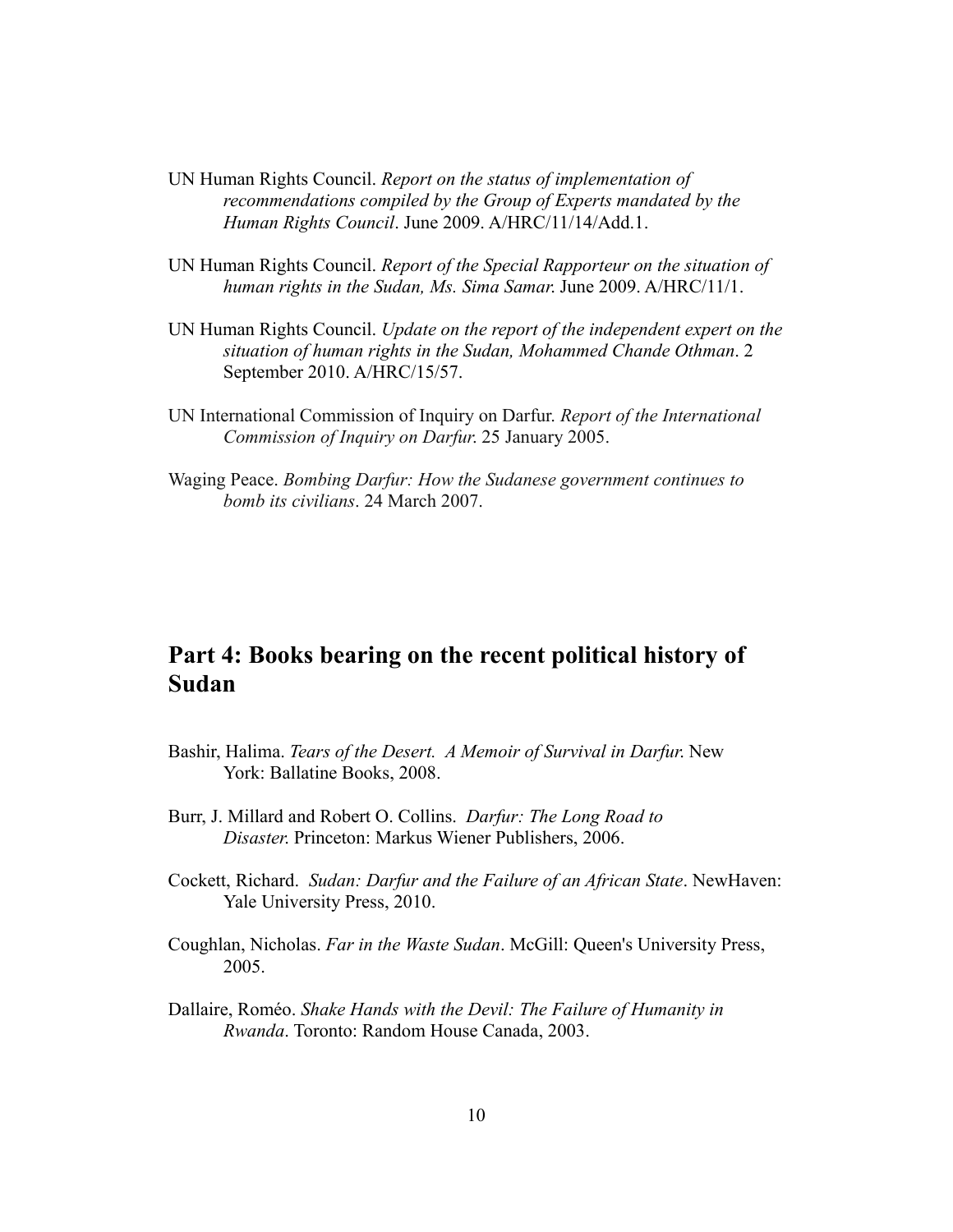UN Human Rights Council. *Report on the status of implementation of recommendations compiled by the Group of Experts mandated by the Human Rights Council*. June 2009. A/HRC/11/14/Add.1.

UN Human Rights Council. *Report of the Special Rapporteur on the situation of human rights in the Sudan, Ms. Sima Samar.* June 2009. A/HRC/11/1.

UN Human Rights Council. *Update on the report of the independent expert on the situation of human rights in the Sudan, Mohammed Chande Othman*. 2 September 2010. A/HRC/15/57.

UN International Commission of Inquiry on Darfur. *Report of the International Commission of Inquiry on Darfur.* 25 January 2005.

Waging Peace. *Bombing Darfur: How the Sudanese government continues to bomb its civilians*. 24 March 2007.

## Part 4: Books bearing on the recent political history of Sudan

Bashir, Halima. *Tears of the Desert. A Memoir of Survival in Darfur.* New York: Ballatine Books, 2008.

Burr, J. Millard and Robert O. Collins. *Darfur: The Long Road to Disaster.* Princeton: Markus Wiener Publishers, 2006.

Cockett, Richard. *Sudan: Darfur and the Failure of an African State*. NewHaven: Yale University Press, 2010.

Coughlan, Nicholas. *Far in the Waste Sudan*. McGill: Queen's University Press, 2005.

Dallaire, Roméo. *Shake Hands with the Devil: The Failure of Humanity in Rwanda*. Toronto: Random House Canada, 2003.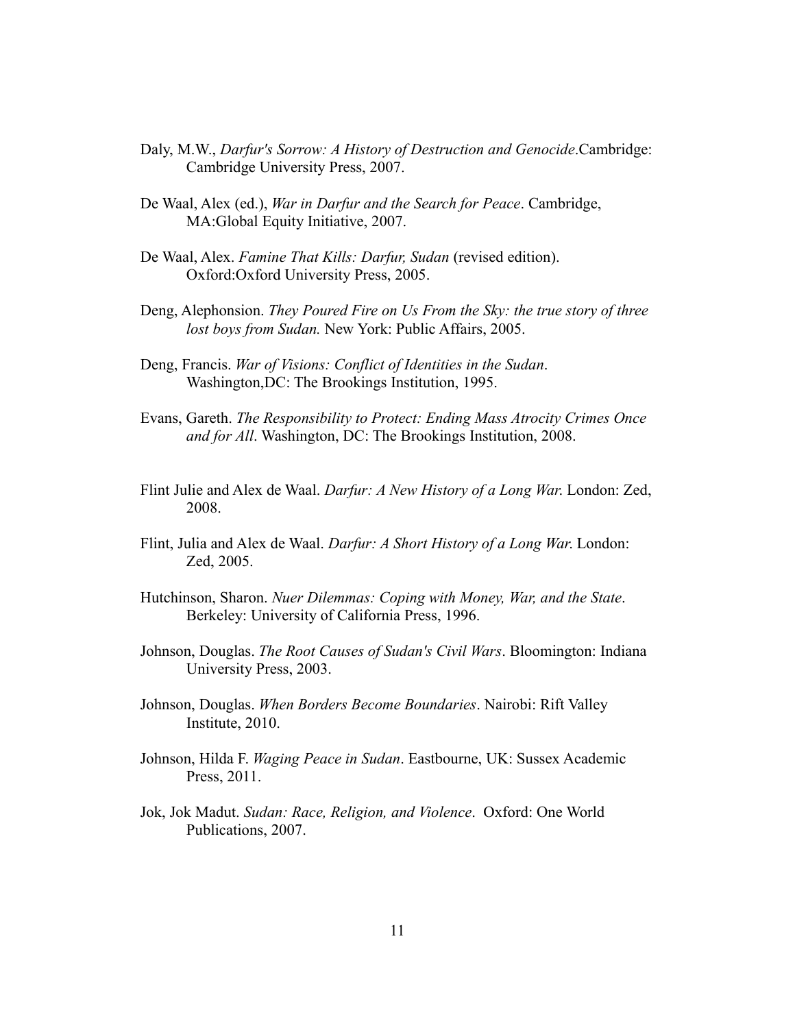Daly, M.W., *Darfur's Sorrow: A History of Destruction and Genocide*.Cambridge: Cambridge University Press, 2007.

De Waal, Alex (ed.), *War in Darfur and the Search for Peace*. Cambridge, MA:Global Equity Initiative, 2007.

De Waal, Alex. *Famine That Kills: Darfur, Sudan* (revised edition). Oxford:Oxford University Press, 2005.

Deng, Alephonsion. *They Poured Fire on Us From the Sky: the true story of three lost boys from Sudan.* New York: Public Affairs, 2005.

Deng, Francis. *War of Visions: Conflict of Identities in the Sudan*. Washington,DC: The Brookings Institution, 1995.

Evans, Gareth. *The Responsibility to Protect: Ending Mass Atrocity Crimes Once and for All*. Washington, DC: The Brookings Institution, 2008.

Flint Julie and Alex de Waal. *Darfur: A New History of a Long War.* London: Zed, 2008.

Flint, Julia and Alex de Waal. *Darfur: A Short History of a Long War.* London: Zed, 2005.

Hutchinson, Sharon. *Nuer Dilemmas: Coping with Money, War, and the State*. Berkeley: University of California Press, 1996.

Johnson, Douglas. *The Root Causes of Sudan's Civil Wars*. Bloomington: Indiana University Press, 2003.

Johnson, Douglas. *When Borders Become Boundaries*. Nairobi: Rift Valley Institute, 2010.

Johnson, Hilda F. *Waging Peace in Sudan*. Eastbourne, UK: Sussex Academic Press, 2011.

Jok, Jok Madut. *Sudan: Race, Religion, and Violence*. Oxford: One World Publications, 2007.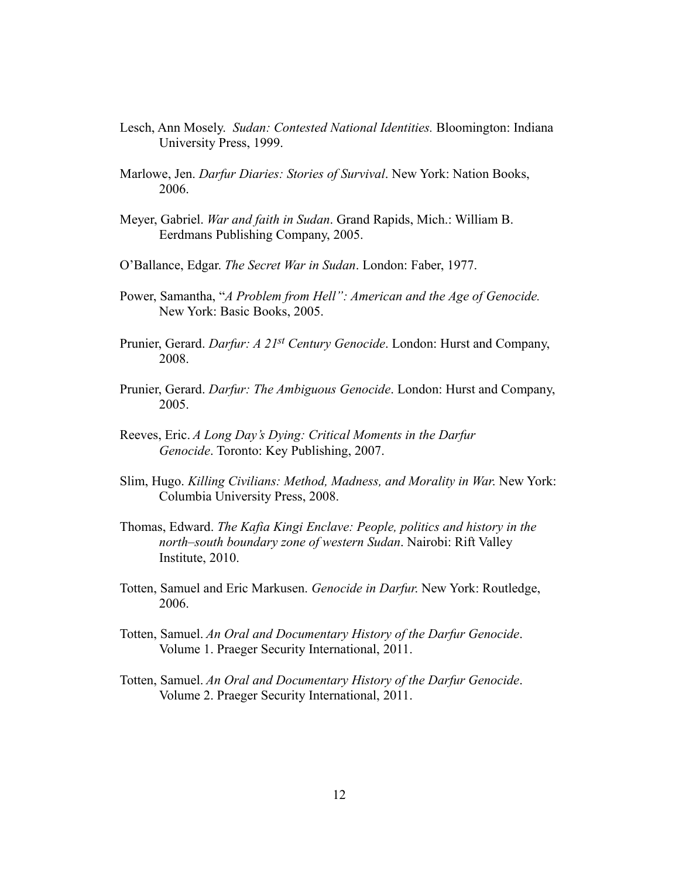Lesch, Ann Mosely. *Sudan: Contested National Identities.* Bloomington: Indiana University Press, 1999.

Marlowe, Jen. *Darfur Diaries: Stories of Survival*. New York: Nation Books, 2006.

Meyer, Gabriel. *War and faith in Sudan*. Grand Rapids, Mich.: William B. Eerdmans Publishing Company, 2005.

O'Ballance, Edgar. *The Secret War in Sudan*. London: Faber, 1977.

Power, Samantha, "*A Problem from Hell": American and the Age of Genocide.* New York: Basic Books, 2005.

Prunier, Gerard. *Darfur: A 21st Century Genocide*. London: Hurst and Company, 2008.

Prunier, Gerard. *Darfur: The Ambiguous Genocide*. London: Hurst and Company, 2005.

Reeves, Eric. *A Long Day's Dying: Critical Moments in the Darfur Genocide*. Toronto: Key Publishing, 2007.

Slim, Hugo. *Killing Civilians: Method, Madness, and Morality in War*. New York: Columbia University Press, 2008.

Thomas, Edward. *The Kafia Kingi Enclave: People, politics and history in the north–south boundary zone of western Sudan*. Nairobi: Rift Valley Institute, 2010.

Totten, Samuel and Eric Markusen. *Genocide in Darfur*. New York: Routledge, 2006.

Totten, Samuel. *An Oral and Documentary History of the Darfur Genocide*. Volume 1. Praeger Security International, 2011.

Totten, Samuel. *An Oral and Documentary History of the Darfur Genocide*. Volume 2. Praeger Security International, 2011.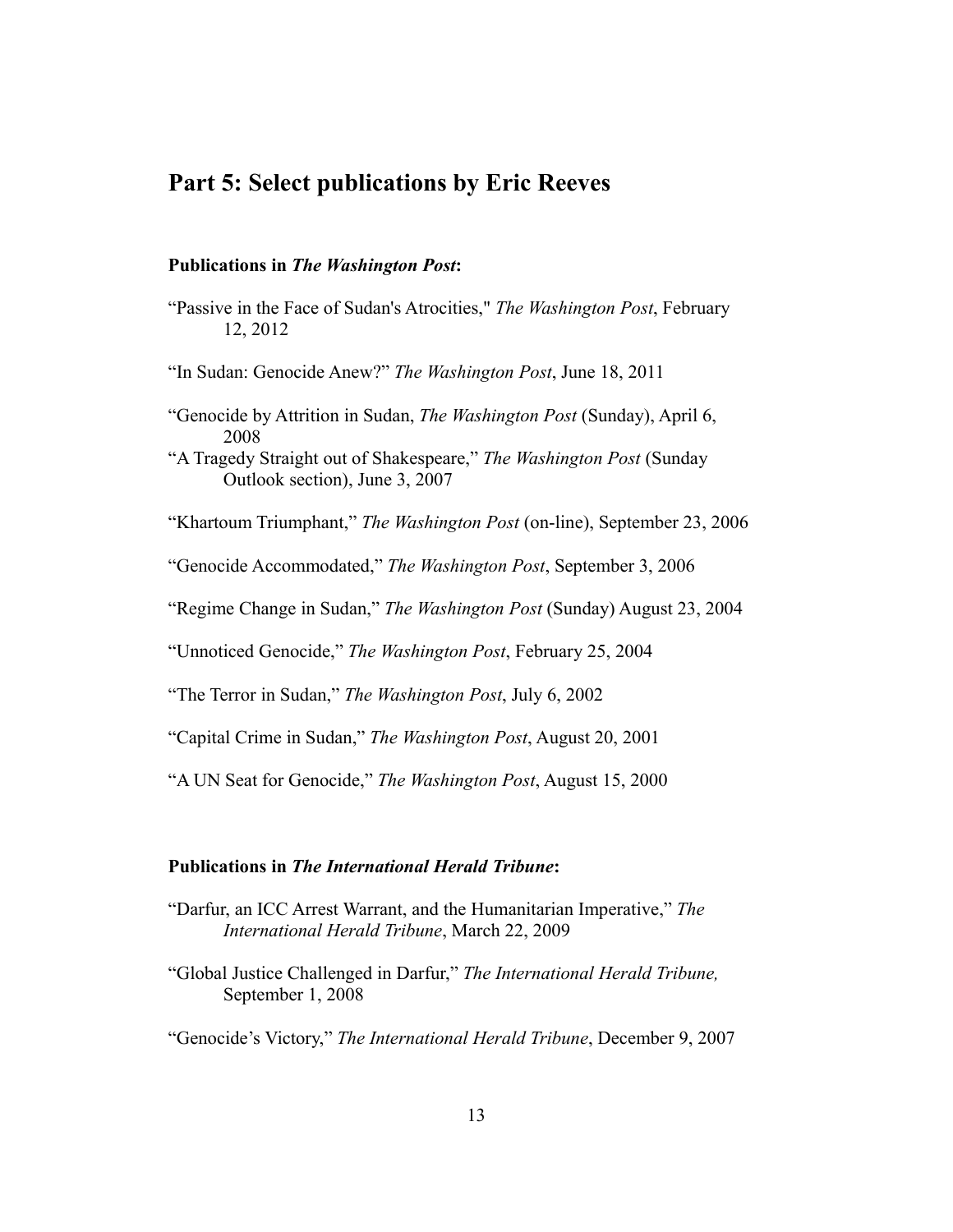## Part 5: Select publications by Eric Reeves

### Publications in *The Washington Post*:

"Passive in the Face of Sudan's Atrocities," *The Washington Post*, February 12, 2012

"In Sudan: Genocide Anew?" *The Washington Post*, June 18, 2011

"Genocide by Attrition in Sudan, *The Washington Post* (Sunday), April 6, 2008

"A Tragedy Straight out of Shakespeare," *The Washington Post* (Sunday Outlook section), June 3, 2007

"Khartoum Triumphant," *The Washington Post* (on-line), September 23, 2006

"Genocide Accommodated," *The Washington Post*, September 3, 2006

"Regime Change in Sudan," *The Washington Post* (Sunday) August 23, 2004

"Unnoticed Genocide," *The Washington Post*, February 25, 2004

"The Terror in Sudan," *The Washington Post*, July 6, 2002

"Capital Crime in Sudan," *The Washington Post*, August 20, 2001

"A UN Seat for Genocide," *The Washington Post*, August 15, 2000

### Publications in *The International Herald Tribune*:

"Darfur, an ICC Arrest Warrant, and the Humanitarian Imperative," *The International Herald Tribune*, March 22, 2009

"Global Justice Challenged in Darfur," *The International Herald Tribune,* September 1, 2008

"Genocide's Victory," *The International Herald Tribune*, December 9, 2007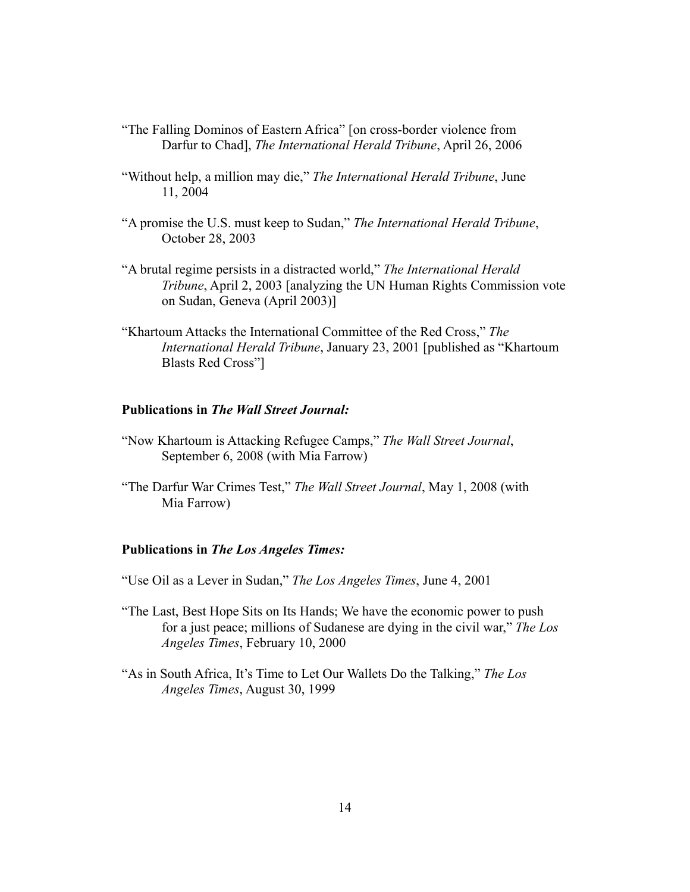"The Falling Dominos of Eastern Africa" [on cross-border violence from Darfur to Chad], *The International Herald Tribune*, April 26, 2006

"Without help, a million may die," *The International Herald Tribune*, June 11, 2004

"A promise the U.S. must keep to Sudan," *The International Herald Tribune*, October 28, 2003

"A brutal regime persists in a distracted world," *The International Herald Tribune*, April 2, 2003 [analyzing the UN Human Rights Commission vote on Sudan, Geneva (April 2003)]

"Khartoum Attacks the International Committee of the Red Cross," *The International Herald Tribune*, January 23, 2001 [published as "Khartoum Blasts Red Cross"]

**Publications in *The Wall Street Journal:***

"Now Khartoum is Attacking Refugee Camps," *The Wall Street Journal*, September 6, 2008 (with Mia Farrow)

"The Darfur War Crimes Test," *The Wall Street Journal*, May 1, 2008 (with Mia Farrow)

**Publications in *The Los Angeles Times:***

"Use Oil as a Lever in Sudan," *The Los Angeles Times*, June 4, 2001

"The Last, Best Hope Sits on Its Hands; We have the economic power to push for a just peace; millions of Sudanese are dying in the civil war," *The Los Angeles Times*, February 10, 2000

"As in South Africa, It's Time to Let Our Wallets Do the Talking," *The Los Angeles Times*, August 30, 1999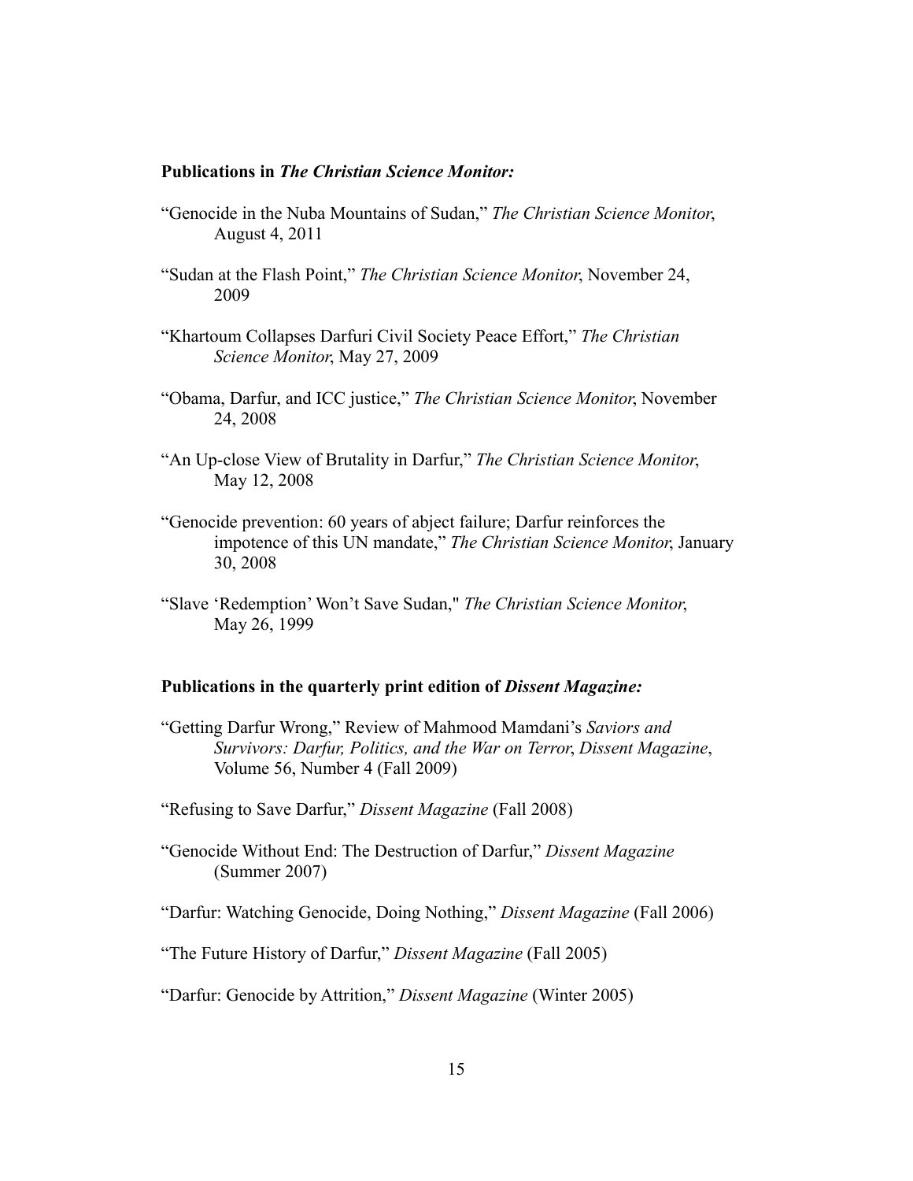### **Publications in *The Christian Science Monitor:***

"Genocide in the Nuba Mountains of Sudan," *The Christian Science Monitor*, August 4, 2011

"Sudan at the Flash Point," *The Christian Science Monitor*, November 24, 2009

"Khartoum Collapses Darfuri Civil Society Peace Effort," *The Christian Science Monitor*, May 27, 2009

"Obama, Darfur, and ICC justice," *The Christian Science Monitor*, November 24, 2008

"An Up-close View of Brutality in Darfur," *The Christian Science Monitor*, May 12, 2008

"Genocide prevention: 60 years of abject failure; Darfur reinforces the impotence of this UN mandate," *The Christian Science Monitor*, January 30, 2008

"Slave 'Redemption' Won't Save Sudan," *The Christian Science Monitor*, May 26, 1999

### **Publications in the quarterly print edition of *Dissent Magazine:***

"Getting Darfur Wrong," Review of Mahmood Mamdani's *Saviors and Survivors: Darfur, Politics, and the War on Terror*, *Dissent Magazine*, Volume 56, Number 4 (Fall 2009)

"Refusing to Save Darfur," *Dissent Magazine* (Fall 2008)

"Genocide Without End: The Destruction of Darfur," *Dissent Magazine* (Summer 2007)

"Darfur: Watching Genocide, Doing Nothing," *Dissent Magazine* (Fall 2006)

"The Future History of Darfur," *Dissent Magazine* (Fall 2005)

"Darfur: Genocide by Attrition," *Dissent Magazine* (Winter 2005)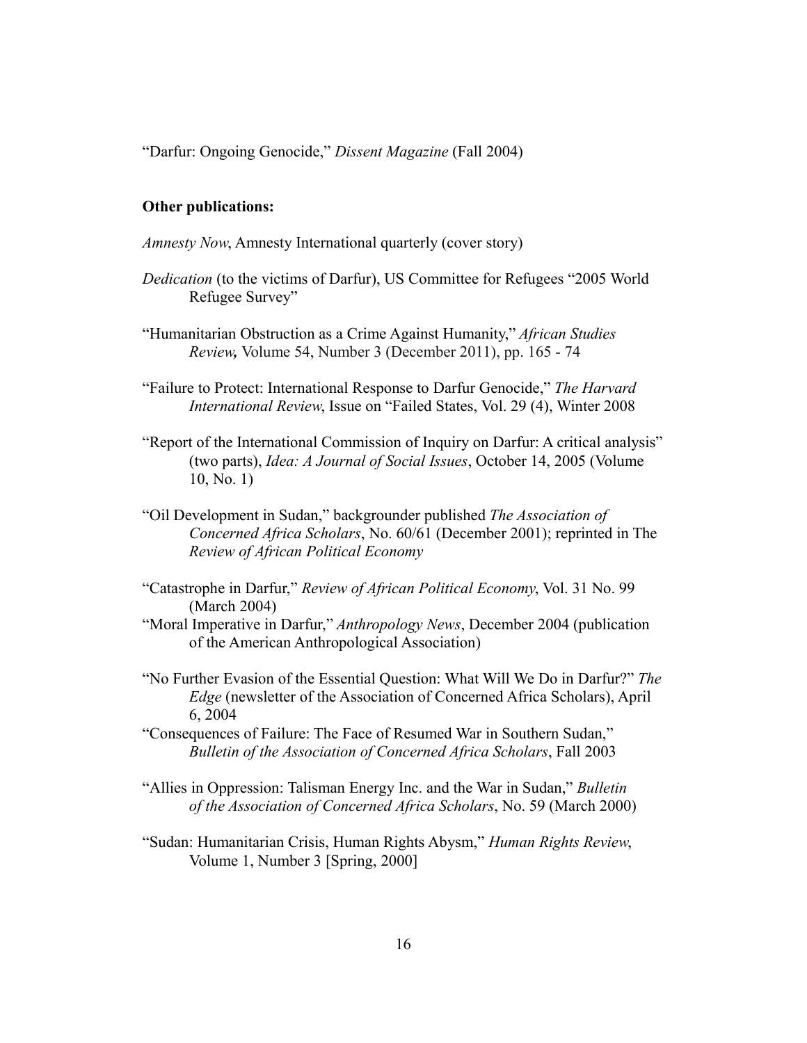"Darfur: Ongoing Genocide," *Dissent Magazine* (Fall 2004)

**Other publications:**

*Amnesty Now*, Amnesty International quarterly (cover story)

*Dedication* (to the victims of Darfur), US Committee for Refugees "2005 World Refugee Survey"

"Humanitarian Obstruction as a Crime Against Humanity," *African Studies Review,* Volume 54, Number 3 (December 2011), pp. 165 - 74

"Failure to Protect: International Response to Darfur Genocide," *The Harvard International Review*, Issue on "Failed States, Vol. 29 (4), Winter 2008

"Report of the International Commission of Inquiry on Darfur: A critical analysis" (two parts), *Idea: A Journal of Social Issues*, October 14, 2005 (Volume 10, No. 1)

"Oil Development in Sudan," backgrounder published *The Association of Concerned Africa Scholars*, No. 60/61 (December 2001); reprinted in The *Review of African Political Economy*

"Catastrophe in Darfur," *Review of African Political Economy*, Vol. 31 No. 99 (March 2004)

"Moral Imperative in Darfur," *Anthropology News*, December 2004 (publication of the American Anthropological Association)

"No Further Evasion of the Essential Question: What Will We Do in Darfur?" *The Edge* (newsletter of the Association of Concerned Africa Scholars), April 6, 2004

"Consequences of Failure: The Face of Resumed War in Southern Sudan," *Bulletin of the Association of Concerned Africa Scholars*, Fall 2003

"Allies in Oppression: Talisman Energy Inc. and the War in Sudan," *Bulletin of the Association of Concerned Africa Scholars*, No. 59 (March 2000)

"Sudan: Humanitarian Crisis, Human Rights Abysm," *Human Rights Review*, Volume 1, Number 3 [Spring, 2000]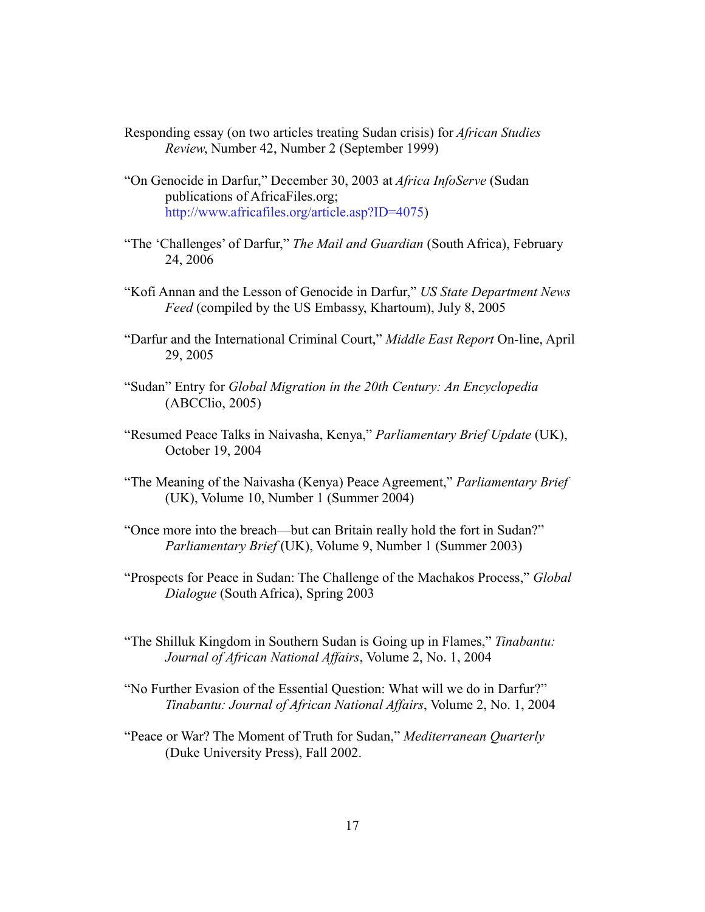Responding essay (on two articles treating Sudan crisis) for *African Studies Review*, Number 42, Number 2 (September 1999)

"On Genocide in Darfur," December 30, 2003 at *Africa InfoServe* (Sudan publications of AfricaFiles.org; http://www.africafiles.org/article.asp?ID=4075)

"The 'Challenges' of Darfur," *The Mail and Guardian* (South Africa), February 24, 2006

"Kofi Annan and the Lesson of Genocide in Darfur," *US State Department News Feed* (compiled by the US Embassy, Khartoum), July 8, 2005

"Darfur and the International Criminal Court," *Middle East Report* On-line, April 29, 2005

"Sudan" Entry for *Global Migration in the 20th Century: An Encyclopedia* (ABCClio, 2005)

"Resumed Peace Talks in Naivasha, Kenya," *Parliamentary Brief Update* (UK), October 19, 2004

"The Meaning of the Naivasha (Kenya) Peace Agreement," *Parliamentary Brief* (UK), Volume 10, Number 1 (Summer 2004)

"Once more into the breach—but can Britain really hold the fort in Sudan?" *Parliamentary Brief* (UK), Volume 9, Number 1 (Summer 2003)

"Prospects for Peace in Sudan: The Challenge of the Machakos Process," *Global Dialogue* (South Africa), Spring 2003

"The Shilluk Kingdom in Southern Sudan is Going up in Flames," *Tinabantu: Journal of African National Affairs*, Volume 2, No. 1, 2004

"No Further Evasion of the Essential Question: What will we do in Darfur?" *Tinabantu: Journal of African National Affairs*, Volume 2, No. 1, 2004

"Peace or War? The Moment of Truth for Sudan," *Mediterranean Quarterly* (Duke University Press), Fall 2002.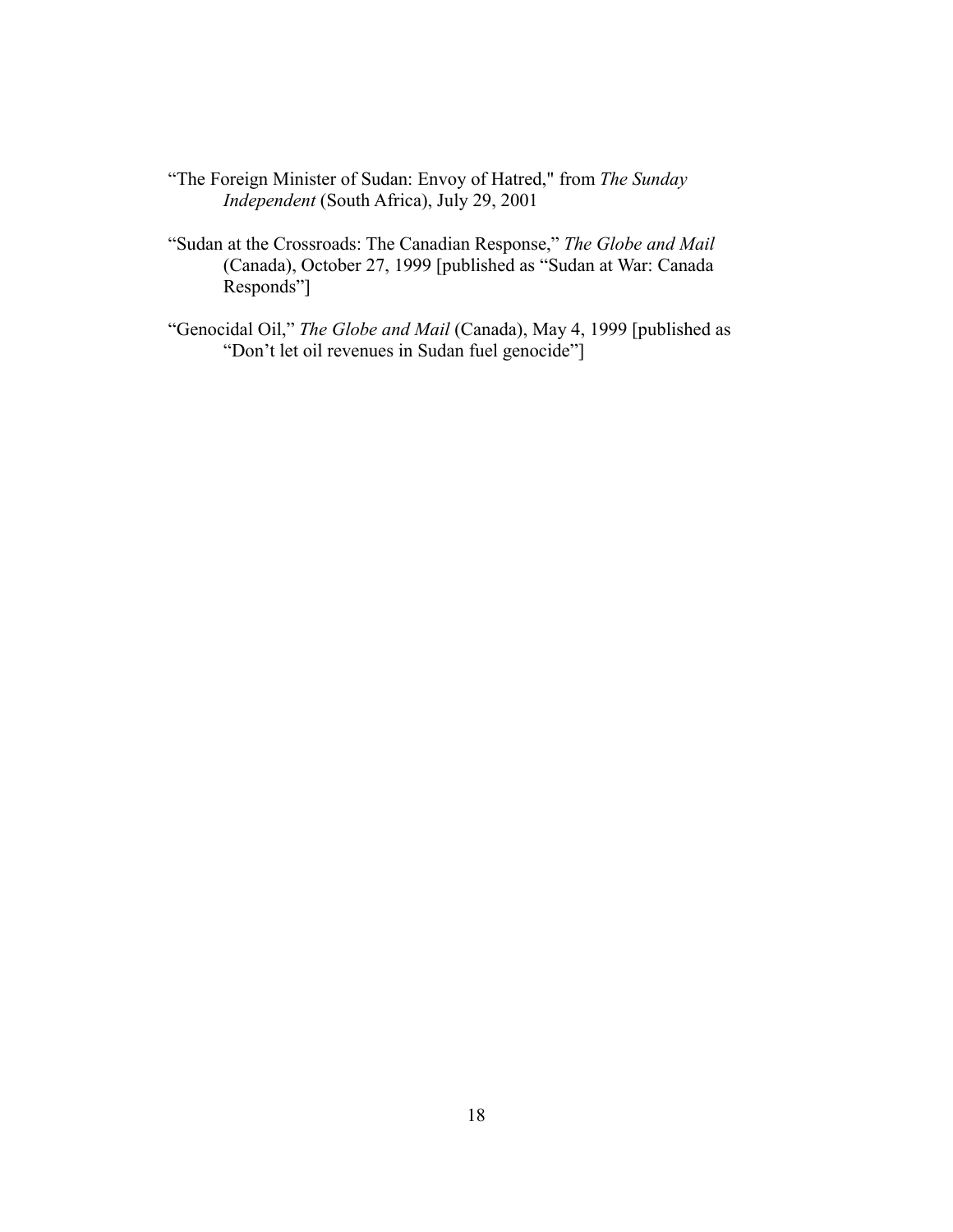"The Foreign Minister of Sudan: Envoy of Hatred," from *The Sunday Independent* (South Africa), July 29, 2001

"Sudan at the Crossroads: The Canadian Response," *The Globe and Mail* (Canada), October 27, 1999 [published as "Sudan at War: Canada Responds"]

"Genocidal Oil," *The Globe and Mail* (Canada), May 4, 1999 [published as "Don't let oil revenues in Sudan fuel genocide"]